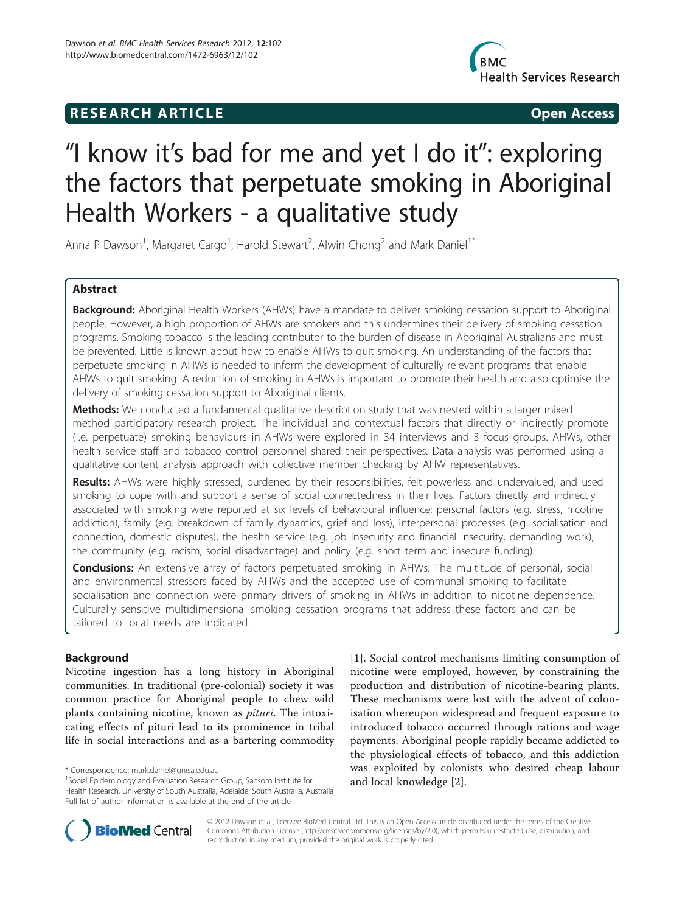RESEARCH ARTICLE **Open Access**

# "I know it's bad for me and yet I do it": exploring the factors that perpetuate smoking in Aboriginal Health Workers - a qualitative study

Anna P Dawson[1], Margaret Cargo[1], Harold Stewart[2], Alwin Chong[2] and Mark Daniel[1*]

## Abstract

**Background:** Aboriginal Health Workers (AHWs) have a mandate to deliver smoking cessation support to Aboriginal people. However, a high proportion of AHWs are smokers and this undermines their delivery of smoking cessation programs. Smoking tobacco is the leading contributor to the burden of disease in Aboriginal Australians and must be prevented. Little is known about how to enable AHWs to quit smoking. An understanding of the factors that perpetuate smoking in AHWs is needed to inform the development of culturally relevant programs that enable AHWs to quit smoking. A reduction of smoking in AHWs is important to promote their health and also optimise the delivery of smoking cessation support to Aboriginal clients.

**Methods:** We conducted a fundamental qualitative description study that was nested within a larger mixed method participatory research project. The individual and contextual factors that directly or indirectly promote (i.e. perpetuate) smoking behaviours in AHWs were explored in 34 interviews and 3 focus groups. AHWs, other health service staff and tobacco control personnel shared their perspectives. Data analysis was performed using a qualitative content analysis approach with collective member checking by AHW representatives.

**Results:** AHWs were highly stressed, burdened by their responsibilities, felt powerless and undervalued, and used smoking to cope with and support a sense of social connectedness in their lives. Factors directly and indirectly associated with smoking were reported at six levels of behavioural influence: personal factors (e.g. stress, nicotine addiction), family (e.g. breakdown of family dynamics, grief and loss), interpersonal processes (e.g. socialisation and connection, domestic disputes), the health service (e.g. job insecurity and financial insecurity, demanding work), the community (e.g. racism, social disadvantage) and policy (e.g. short term and insecure funding).

**Conclusions:** An extensive array of factors perpetuated smoking in AHWs. The multitude of personal, social and environmental stressors faced by AHWs and the accepted use of communal smoking to facilitate socialisation and connection were primary drivers of smoking in AHWs in addition to nicotine dependence. Culturally sensitive multidimensional smoking cessation programs that address these factors and can be tailored to local needs are indicated.

## Background

Nicotine ingestion has a long history in Aboriginal communities. In traditional (pre-colonial) society it was common practice for Aboriginal people to chew wild plants containing nicotine, known as *pituri*. The intoxicating effects of pituri lead to its prominence in tribal life in social interactions and as a bartering commodity [1]. Social control mechanisms limiting consumption of nicotine were employed, however, by constraining the production and distribution of nicotine-bearing plants. These mechanisms were lost with the advent of colonisation whereupon widespread and frequent exposure to introduced tobacco occurred through rations and wage payments. Aboriginal people rapidly became addicted to the physiological effects of tobacco, and this addiction was exploited by colonists who desired cheap labour and local knowledge [2].

\* Correspondence: mark.daniel@unisa.edu.au
[1]Social Epidemiology and Evaluation Research Group, Sansom Institute for Health Research, University of South Australia, Adelaide, South Australia, Australia
Full list of author information is available at the end of the article

© 2012 Dawson et al.; licensee BioMed Central Ltd. This is an Open Access article distributed under the terms of the Creative Commons Attribution License (http://creativecommons.org/licenses/by/2.0), which permits unrestricted use, distribution, and reproduction in any medium, provided the original work is properly cited.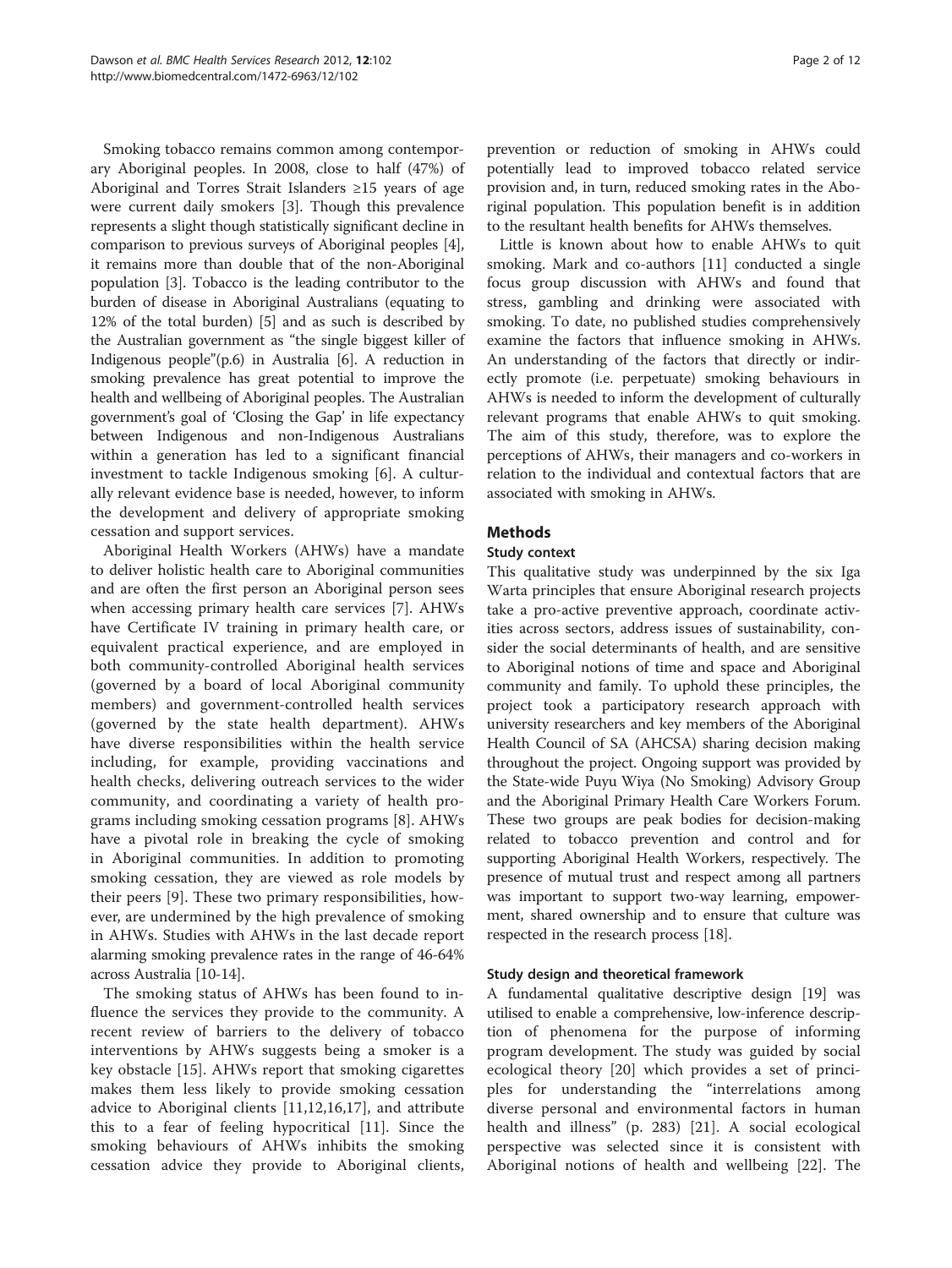Smoking tobacco remains common among contemporary Aboriginal peoples. In 2008, close to half (47%) of Aboriginal and Torres Strait Islanders ≥15 years of age were current daily smokers [3]. Though this prevalence represents a slight though statistically significant decline in comparison to previous surveys of Aboriginal peoples [4], it remains more than double that of the non-Aboriginal population [3]. Tobacco is the leading contributor to the burden of disease in Aboriginal Australians (equating to 12% of the total burden) [5] and as such is described by the Australian government as "the single biggest killer of Indigenous people"(p.6) in Australia [6]. A reduction in smoking prevalence has great potential to improve the health and wellbeing of Aboriginal peoples. The Australian government's goal of 'Closing the Gap' in life expectancy between Indigenous and non-Indigenous Australians within a generation has led to a significant financial investment to tackle Indigenous smoking [6]. A culturally relevant evidence base is needed, however, to inform the development and delivery of appropriate smoking cessation and support services.

Aboriginal Health Workers (AHWs) have a mandate to deliver holistic health care to Aboriginal communities and are often the first person an Aboriginal person sees when accessing primary health care services [7]. AHWs have Certificate IV training in primary health care, or equivalent practical experience, and are employed in both community-controlled Aboriginal health services (governed by a board of local Aboriginal community members) and government-controlled health services (governed by the state health department). AHWs have diverse responsibilities within the health service including, for example, providing vaccinations and health checks, delivering outreach services to the wider community, and coordinating a variety of health programs including smoking cessation programs [8]. AHWs have a pivotal role in breaking the cycle of smoking in Aboriginal communities. In addition to promoting smoking cessation, they are viewed as role models by their peers [9]. These two primary responsibilities, however, are undermined by the high prevalence of smoking in AHWs. Studies with AHWs in the last decade report alarming smoking prevalence rates in the range of 46-64% across Australia [10-14].

The smoking status of AHWs has been found to influence the services they provide to the community. A recent review of barriers to the delivery of tobacco interventions by AHWs suggests being a smoker is a key obstacle [15]. AHWs report that smoking cigarettes makes them less likely to provide smoking cessation advice to Aboriginal clients [11,12,16,17], and attribute this to a fear of feeling hypocritical [11]. Since the smoking behaviours of AHWs inhibits the smoking cessation advice they provide to Aboriginal clients, prevention or reduction of smoking in AHWs could potentially lead to improved tobacco related service provision and, in turn, reduced smoking rates in the Aboriginal population. This population benefit is in addition to the resultant health benefits for AHWs themselves.

Little is known about how to enable AHWs to quit smoking. Mark and co-authors [11] conducted a single focus group discussion with AHWs and found that stress, gambling and drinking were associated with smoking. To date, no published studies comprehensively examine the factors that influence smoking in AHWs. An understanding of the factors that directly or indirectly promote (i.e. perpetuate) smoking behaviours in AHWs is needed to inform the development of culturally relevant programs that enable AHWs to quit smoking. The aim of this study, therefore, was to explore the perceptions of AHWs, their managers and co-workers in relation to the individual and contextual factors that are associated with smoking in AHWs.

## Methods

### Study context

This qualitative study was underpinned by the six Iga Warta principles that ensure Aboriginal research projects take a pro-active preventive approach, coordinate activities across sectors, address issues of sustainability, consider the social determinants of health, and are sensitive to Aboriginal notions of time and space and Aboriginal community and family. To uphold these principles, the project took a participatory research approach with university researchers and key members of the Aboriginal Health Council of SA (AHCSA) sharing decision making throughout the project. Ongoing support was provided by the State-wide Puyu Wiya (No Smoking) Advisory Group and the Aboriginal Primary Health Care Workers Forum. These two groups are peak bodies for decision-making related to tobacco prevention and control and for supporting Aboriginal Health Workers, respectively. The presence of mutual trust and respect among all partners was important to support two-way learning, empowerment, shared ownership and to ensure that culture was respected in the research process [18].

### Study design and theoretical framework

A fundamental qualitative descriptive design [19] was utilised to enable a comprehensive, low-inference description of phenomena for the purpose of informing program development. The study was guided by social ecological theory [20] which provides a set of principles for understanding the "interrelations among diverse personal and environmental factors in human health and illness" (p. 283) [21]. A social ecological perspective was selected since it is consistent with Aboriginal notions of health and wellbeing [22]. The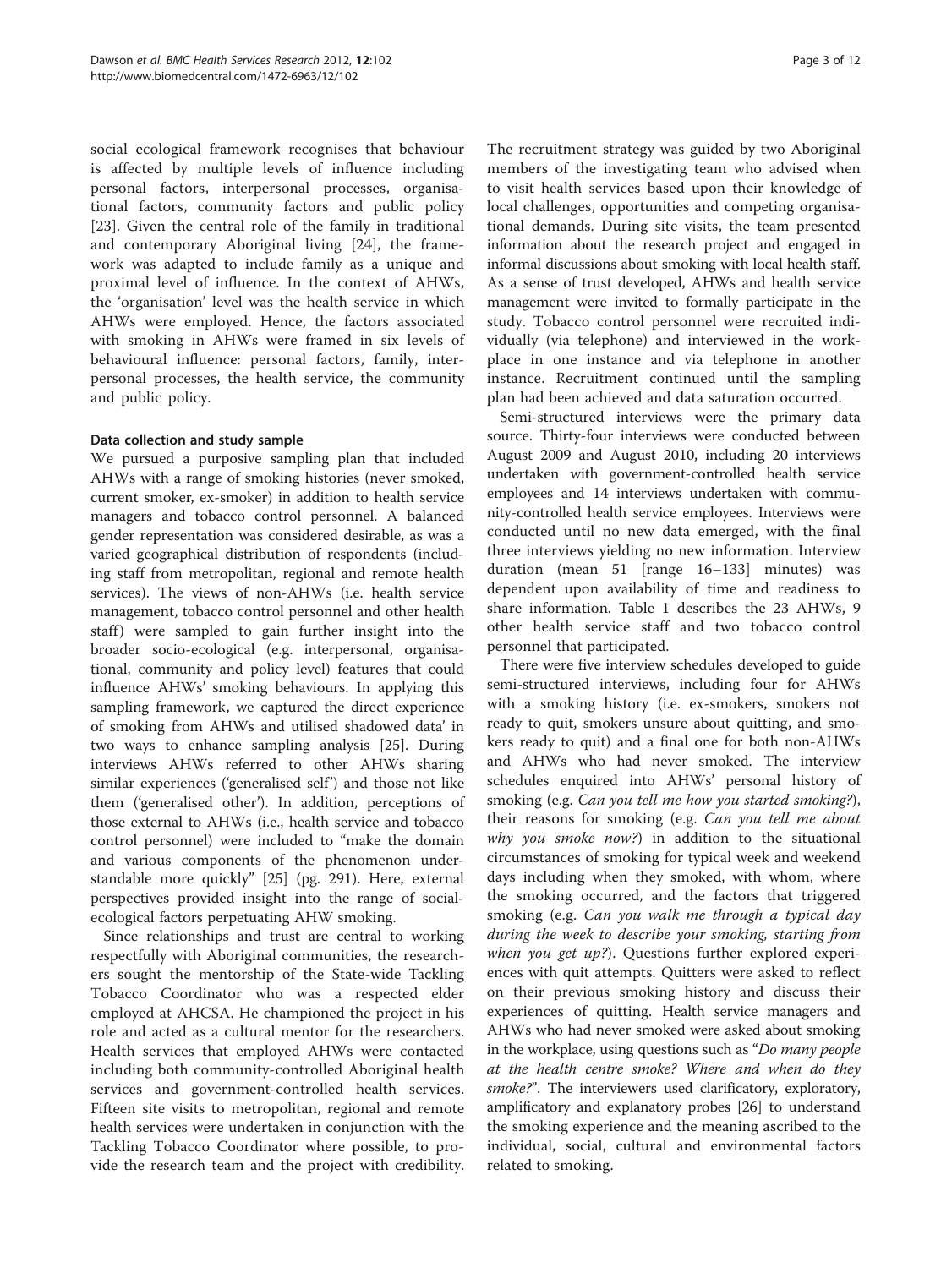social ecological framework recognises that behaviour is affected by multiple levels of influence including personal factors, interpersonal processes, organisational factors, community factors and public policy [23]. Given the central role of the family in traditional and contemporary Aboriginal living [24], the framework was adapted to include family as a unique and proximal level of influence. In the context of AHWs, the 'organisation' level was the health service in which AHWs were employed. Hence, the factors associated with smoking in AHWs were framed in six levels of behavioural influence: personal factors, family, interpersonal processes, the health service, the community and public policy.

### Data collection and study sample

We pursued a purposive sampling plan that included AHWs with a range of smoking histories (never smoked, current smoker, ex-smoker) in addition to health service managers and tobacco control personnel. A balanced gender representation was considered desirable, as was a varied geographical distribution of respondents (including staff from metropolitan, regional and remote health services). The views of non-AHWs (i.e. health service management, tobacco control personnel and other health staff) were sampled to gain further insight into the broader socio-ecological (e.g. interpersonal, organisational, community and policy level) features that could influence AHWs' smoking behaviours. In applying this sampling framework, we captured the direct experience of smoking from AHWs and utilised shadowed data' in two ways to enhance sampling analysis [25]. During interviews AHWs referred to other AHWs sharing similar experiences ('generalised self') and those not like them ('generalised other'). In addition, perceptions of those external to AHWs (i.e., health service and tobacco control personnel) were included to "make the domain and various components of the phenomenon understandable more quickly" [25] (pg. 291). Here, external perspectives provided insight into the range of social-ecological factors perpetuating AHW smoking.

Since relationships and trust are central to working respectfully with Aboriginal communities, the researchers sought the mentorship of the State-wide Tackling Tobacco Coordinator who was a respected elder employed at AHCSA. He championed the project in his role and acted as a cultural mentor for the researchers. Health services that employed AHWs were contacted including both community-controlled Aboriginal health services and government-controlled health services. Fifteen site visits to metropolitan, regional and remote health services were undertaken in conjunction with the Tackling Tobacco Coordinator where possible, to provide the research team and the project with credibility. The recruitment strategy was guided by two Aboriginal members of the investigating team who advised when to visit health services based upon their knowledge of local challenges, opportunities and competing organisational demands. During site visits, the team presented information about the research project and engaged in informal discussions about smoking with local health staff. As a sense of trust developed, AHWs and health service management were invited to formally participate in the study. Tobacco control personnel were recruited individually (via telephone) and interviewed in the workplace in one instance and via telephone in another instance. Recruitment continued until the sampling plan had been achieved and data saturation occurred.

Semi-structured interviews were the primary data source. Thirty-four interviews were conducted between August 2009 and August 2010, including 20 interviews undertaken with government-controlled health service employees and 14 interviews undertaken with community-controlled health service employees. Interviews were conducted until no new data emerged, with the final three interviews yielding no new information. Interview duration (mean 51 [range 16–133] minutes) was dependent upon availability of time and readiness to share information. Table 1 describes the 23 AHWs, 9 other health service staff and two tobacco control personnel that participated.

There were five interview schedules developed to guide semi-structured interviews, including four for AHWs with a smoking history (i.e. ex-smokers, smokers not ready to quit, smokers unsure about quitting, and smokers ready to quit) and a final one for both non-AHWs and AHWs who had never smoked. The interview schedules enquired into AHWs' personal history of smoking (e.g. *Can you tell me how you started smoking?*), their reasons for smoking (e.g. *Can you tell me about why you smoke now?*) in addition to the situational circumstances of smoking for typical week and weekend days including when they smoked, with whom, where the smoking occurred, and the factors that triggered smoking (e.g. *Can you walk me through a typical day during the week to describe your smoking, starting from when you get up?*). Questions further explored experiences with quit attempts. Quitters were asked to reflect on their previous smoking history and discuss their experiences of quitting. Health service managers and AHWs who had never smoked were asked about smoking in the workplace, using questions such as "*Do many people at the health centre smoke? Where and when do they smoke?*". The interviewers used clarificatory, exploratory, amplificatory and explanatory probes [26] to understand the smoking experience and the meaning ascribed to the individual, social, cultural and environmental factors related to smoking.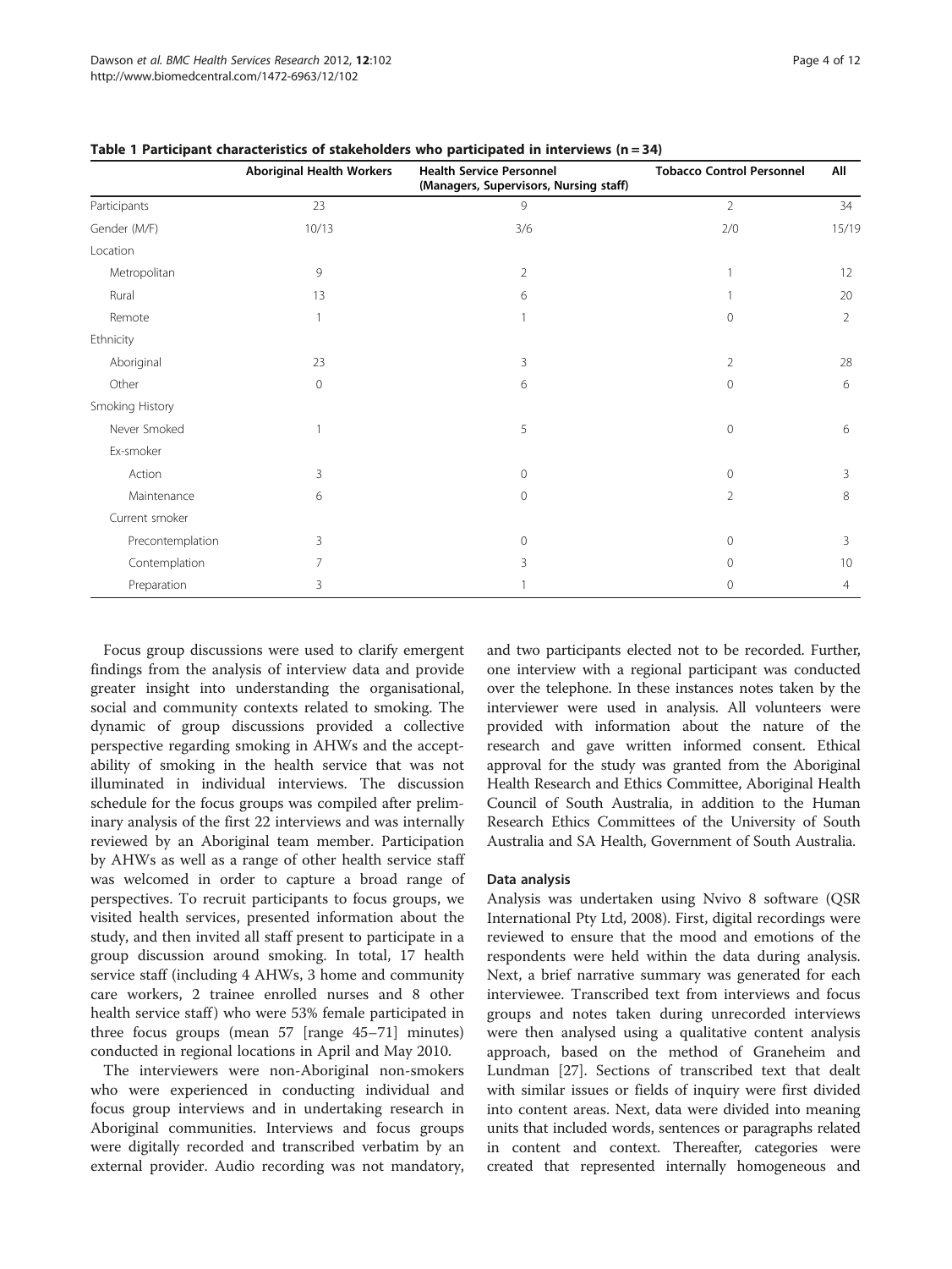**Table 1 Participant characteristics of stakeholders who participated in interviews (n = 34)**

| | Aboriginal Health Workers | Health Service Personnel (Managers, Supervisors, Nursing staff) | Tobacco Control Personnel | All |
|---|---|---|---|---|
| Participants | 23 | 9 | 2 | 34 |
| Gender (M/F) | 10/13 | 3/6 | 2/0 | 15/19 |
| Location | | | | |
| Metropolitan | 9 | 2 | 1 | 12 |
| Rural | 13 | 6 | 1 | 20 |
| Remote | 1 | 1 | 0 | 2 |
| Ethnicity | | | | |
| Aboriginal | 23 | 3 | 2 | 28 |
| Other | 0 | 6 | 0 | 6 |
| Smoking History | | | | |
| Never Smoked | 1 | 5 | 0 | 6 |
| Ex-smoker | | | | |
| Action | 3 | 0 | 0 | 3 |
| Maintenance | 6 | 0 | 2 | 8 |
| Current smoker | | | | |
| Precontemplation | 3 | 0 | 0 | 3 |
| Contemplation | 7 | 3 | 0 | 10 |
| Preparation | 3 | 1 | 0 | 4 |

Focus group discussions were used to clarify emergent findings from the analysis of interview data and provide greater insight into understanding the organisational, social and community contexts related to smoking. The dynamic of group discussions provided a collective perspective regarding smoking in AHWs and the acceptability of smoking in the health service that was not illuminated in individual interviews. The discussion schedule for the focus groups was compiled after preliminary analysis of the first 22 interviews and was internally reviewed by an Aboriginal team member. Participation by AHWs as well as a range of other health service staff was welcomed in order to capture a broad range of perspectives. To recruit participants to focus groups, we visited health services, presented information about the study, and then invited all staff present to participate in a group discussion around smoking. In total, 17 health service staff (including 4 AHWs, 3 home and community care workers, 2 trainee enrolled nurses and 8 other health service staff) who were 53% female participated in three focus groups (mean 57 [range 45–71] minutes) conducted in regional locations in April and May 2010.

The interviewers were non-Aboriginal non-smokers who were experienced in conducting individual and focus group interviews and in undertaking research in Aboriginal communities. Interviews and focus groups were digitally recorded and transcribed verbatim by an external provider. Audio recording was not mandatory, and two participants elected not to be recorded. Further, one interview with a regional participant was conducted over the telephone. In these instances notes taken by the interviewer were used in analysis. All volunteers were provided with information about the nature of the research and gave written informed consent. Ethical approval for the study was granted from the Aboriginal Health Research and Ethics Committee, Aboriginal Health Council of South Australia, in addition to the Human Research Ethics Committees of the University of South Australia and SA Health, Government of South Australia.

#### Data analysis

Analysis was undertaken using Nvivo 8 software (QSR International Pty Ltd, 2008). First, digital recordings were reviewed to ensure that the mood and emotions of the respondents were held within the data during analysis. Next, a brief narrative summary was generated for each interviewee. Transcribed text from interviews and focus groups and notes taken during unrecorded interviews were then analysed using a qualitative content analysis approach, based on the method of Graneheim and Lundman [27]. Sections of transcribed text that dealt with similar issues or fields of inquiry were first divided into content areas. Next, data were divided into meaning units that included words, sentences or paragraphs related in content and context. Thereafter, categories were created that represented internally homogeneous and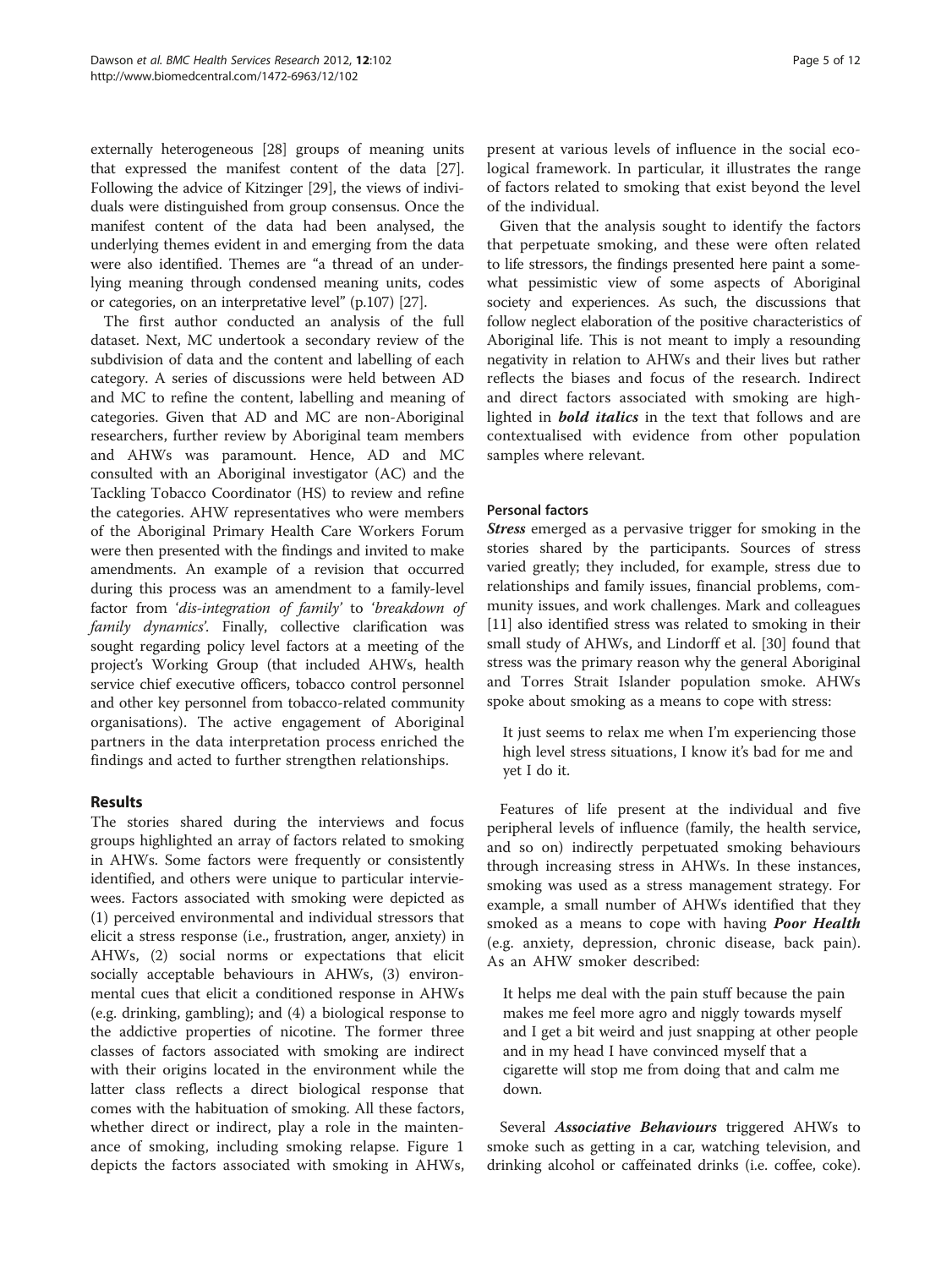externally heterogeneous [28] groups of meaning units that expressed the manifest content of the data [27]. Following the advice of Kitzinger [29], the views of individuals were distinguished from group consensus. Once the manifest content of the data had been analysed, the underlying themes evident in and emerging from the data were also identified. Themes are "a thread of an underlying meaning through condensed meaning units, codes or categories, on an interpretative level" (p.107) [27].

The first author conducted an analysis of the full dataset. Next, MC undertook a secondary review of the subdivision of data and the content and labelling of each category. A series of discussions were held between AD and MC to refine the content, labelling and meaning of categories. Given that AD and MC are non-Aboriginal researchers, further review by Aboriginal team members and AHWs was paramount. Hence, AD and MC consulted with an Aboriginal investigator (AC) and the Tackling Tobacco Coordinator (HS) to review and refine the categories. AHW representatives who were members of the Aboriginal Primary Health Care Workers Forum were then presented with the findings and invited to make amendments. An example of a revision that occurred during this process was an amendment to a family-level factor from *'dis-integration of family'* to *'breakdown of family dynamics'*. Finally, collective clarification was sought regarding policy level factors at a meeting of the project's Working Group (that included AHWs, health service chief executive officers, tobacco control personnel and other key personnel from tobacco-related community organisations). The active engagement of Aboriginal partners in the data interpretation process enriched the findings and acted to further strengthen relationships.

## Results

The stories shared during the interviews and focus groups highlighted an array of factors related to smoking in AHWs. Some factors were frequently or consistently identified, and others were unique to particular interviewees. Factors associated with smoking were depicted as (1) perceived environmental and individual stressors that elicit a stress response (i.e., frustration, anger, anxiety) in AHWs, (2) social norms or expectations that elicit socially acceptable behaviours in AHWs, (3) environmental cues that elicit a conditioned response in AHWs (e.g. drinking, gambling); and (4) a biological response to the addictive properties of nicotine. The former three classes of factors associated with smoking are indirect with their origins located in the environment while the latter class reflects a direct biological response that comes with the habituation of smoking. All these factors, whether direct or indirect, play a role in the maintenance of smoking, including smoking relapse. Figure 1 depicts the factors associated with smoking in AHWs, present at various levels of influence in the social ecological framework. In particular, it illustrates the range of factors related to smoking that exist beyond the level of the individual.

Given that the analysis sought to identify the factors that perpetuate smoking, and these were often related to life stressors, the findings presented here paint a somewhat pessimistic view of some aspects of Aboriginal society and experiences. As such, the discussions that follow neglect elaboration of the positive characteristics of Aboriginal life. This is not meant to imply a resounding negativity in relation to AHWs and their lives but rather reflects the biases and focus of the research. Indirect and direct factors associated with smoking are highlighted in ***bold italics*** in the text that follows and are contextualised with evidence from other population samples where relevant.

### Personal factors

***Stress*** emerged as a pervasive trigger for smoking in the stories shared by the participants. Sources of stress varied greatly; they included, for example, stress due to relationships and family issues, financial problems, community issues, and work challenges. Mark and colleagues [11] also identified stress was related to smoking in their small study of AHWs, and Lindorff et al. [30] found that stress was the primary reason why the general Aboriginal and Torres Strait Islander population smoke. AHWs spoke about smoking as a means to cope with stress:

> It just seems to relax me when I'm experiencing those high level stress situations, I know it's bad for me and yet I do it.

Features of life present at the individual and five peripheral levels of influence (family, the health service, and so on) indirectly perpetuated smoking behaviours through increasing stress in AHWs. In these instances, smoking was used as a stress management strategy. For example, a small number of AHWs identified that they smoked as a means to cope with having ***Poor Health*** (e.g. anxiety, depression, chronic disease, back pain). As an AHW smoker described:

> It helps me deal with the pain stuff because the pain makes me feel more agro and niggly towards myself and I get a bit weird and just snapping at other people and in my head I have convinced myself that a cigarette will stop me from doing that and calm me down.

Several ***Associative Behaviours*** triggered AHWs to smoke such as getting in a car, watching television, and drinking alcohol or caffeinated drinks (i.e. coffee, coke).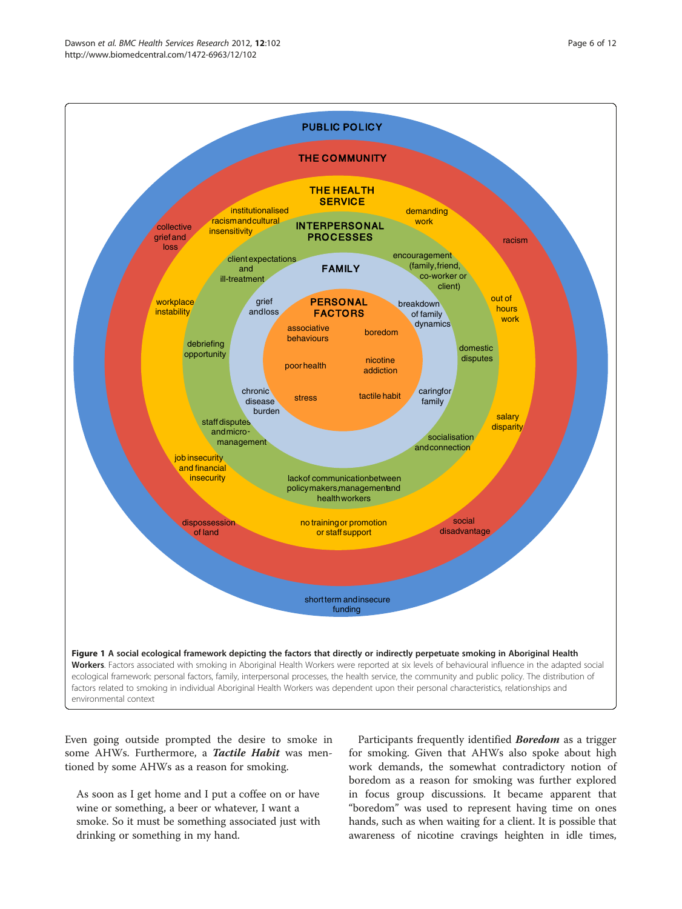**Figure 1 A social ecological framework depicting the factors that directly or indirectly perpetuate smoking in Aboriginal Health Workers**. Factors associated with smoking in Aboriginal Health Workers were reported at six levels of behavioural influence in the adapted social ecological framework: personal factors, family, interpersonal processes, the health service, the community and public policy. The distribution of factors related to smoking in individual Aboriginal Health Workers was dependent upon their personal characteristics, relationships and environmental context

Even going outside prompted the desire to smoke in some AHWs. Furthermore, a ***Tactile Habit*** was mentioned by some AHWs as a reason for smoking.

> As soon as I get home and I put a coffee on or have wine or something, a beer or whatever, I want a smoke. So it must be something associated just with drinking or something in my hand.

Participants frequently identified ***Boredom*** as a trigger for smoking. Given that AHWs also spoke about high work demands, the somewhat contradictory notion of boredom as a reason for smoking was further explored in focus group discussions. It became apparent that "boredom" was used to represent having time on ones hands, such as when waiting for a client. It is possible that awareness of nicotine cravings heighten in idle times,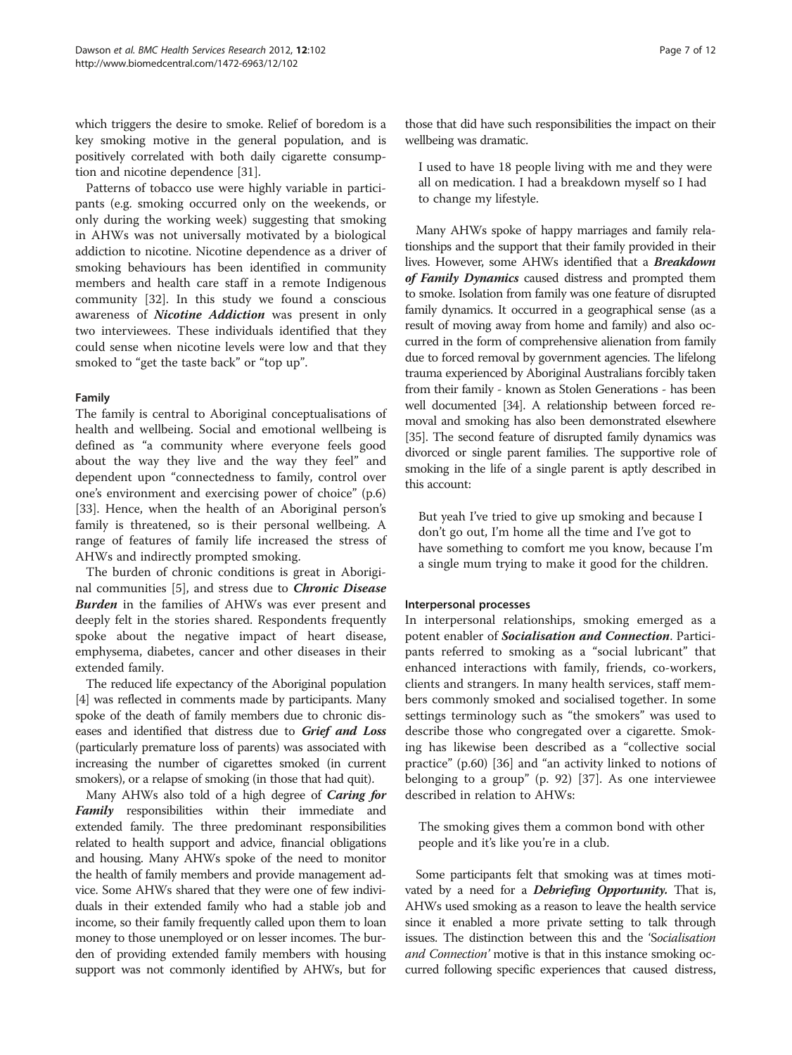which triggers the desire to smoke. Relief of boredom is a key smoking motive in the general population, and is positively correlated with both daily cigarette consumption and nicotine dependence [31].

Patterns of tobacco use were highly variable in participants (e.g. smoking occurred only on the weekends, or only during the working week) suggesting that smoking in AHWs was not universally motivated by a biological addiction to nicotine. Nicotine dependence as a driver of smoking behaviours has been identified in community members and health care staff in a remote Indigenous community [32]. In this study we found a conscious awareness of ***Nicotine Addiction*** was present in only two interviewees. These individuals identified that they could sense when nicotine levels were low and that they smoked to "get the taste back" or "top up".

#### Family

The family is central to Aboriginal conceptualisations of health and wellbeing. Social and emotional wellbeing is defined as "a community where everyone feels good about the way they live and the way they feel" and dependent upon "connectedness to family, control over one's environment and exercising power of choice" (p.6) [33]. Hence, when the health of an Aboriginal person's family is threatened, so is their personal wellbeing. A range of features of family life increased the stress of AHWs and indirectly prompted smoking.

The burden of chronic conditions is great in Aboriginal communities [5], and stress due to ***Chronic Disease Burden*** in the families of AHWs was ever present and deeply felt in the stories shared. Respondents frequently spoke about the negative impact of heart disease, emphysema, diabetes, cancer and other diseases in their extended family.

The reduced life expectancy of the Aboriginal population [4] was reflected in comments made by participants. Many spoke of the death of family members due to chronic diseases and identified that distress due to ***Grief and Loss*** (particularly premature loss of parents) was associated with increasing the number of cigarettes smoked (in current smokers), or a relapse of smoking (in those that had quit).

Many AHWs also told of a high degree of ***Caring for Family*** responsibilities within their immediate and extended family. The three predominant responsibilities related to health support and advice, financial obligations and housing. Many AHWs spoke of the need to monitor the health of family members and provide management advice. Some AHWs shared that they were one of few individuals in their extended family who had a stable job and income, so their family frequently called upon them to loan money to those unemployed or on lesser incomes. The burden of providing extended family members with housing support was not commonly identified by AHWs, but for those that did have such responsibilities the impact on their wellbeing was dramatic.

> I used to have 18 people living with me and they were all on medication. I had a breakdown myself so I had to change my lifestyle.

Many AHWs spoke of happy marriages and family relationships and the support that their family provided in their lives. However, some AHWs identified that a ***Breakdown of Family Dynamics*** caused distress and prompted them to smoke. Isolation from family was one feature of disrupted family dynamics. It occurred in a geographical sense (as a result of moving away from home and family) and also occurred in the form of comprehensive alienation from family due to forced removal by government agencies. The lifelong trauma experienced by Aboriginal Australians forcibly taken from their family - known as Stolen Generations - has been well documented [34]. A relationship between forced removal and smoking has also been demonstrated elsewhere [35]. The second feature of disrupted family dynamics was divorced or single parent families. The supportive role of smoking in the life of a single parent is aptly described in this account:

> But yeah I've tried to give up smoking and because I don't go out, I'm home all the time and I've got to have something to comfort me you know, because I'm a single mum trying to make it good for the children.

#### Interpersonal processes

In interpersonal relationships, smoking emerged as a potent enabler of ***Socialisation and Connection***. Participants referred to smoking as a "social lubricant" that enhanced interactions with family, friends, co-workers, clients and strangers. In many health services, staff members commonly smoked and socialised together. In some settings terminology such as "the smokers" was used to describe those who congregated over a cigarette. Smoking has likewise been described as a "collective social practice" (p.60) [36] and "an activity linked to notions of belonging to a group" (p. 92) [37]. As one interviewee described in relation to AHWs:

> The smoking gives them a common bond with other people and it's like you're in a club.

Some participants felt that smoking was at times motivated by a need for a ***Debriefing Opportunity.*** That is, AHWs used smoking as a reason to leave the health service since it enabled a more private setting to talk through issues. The distinction between this and the *'Socialisation and Connection'* motive is that in this instance smoking occurred following specific experiences that caused distress,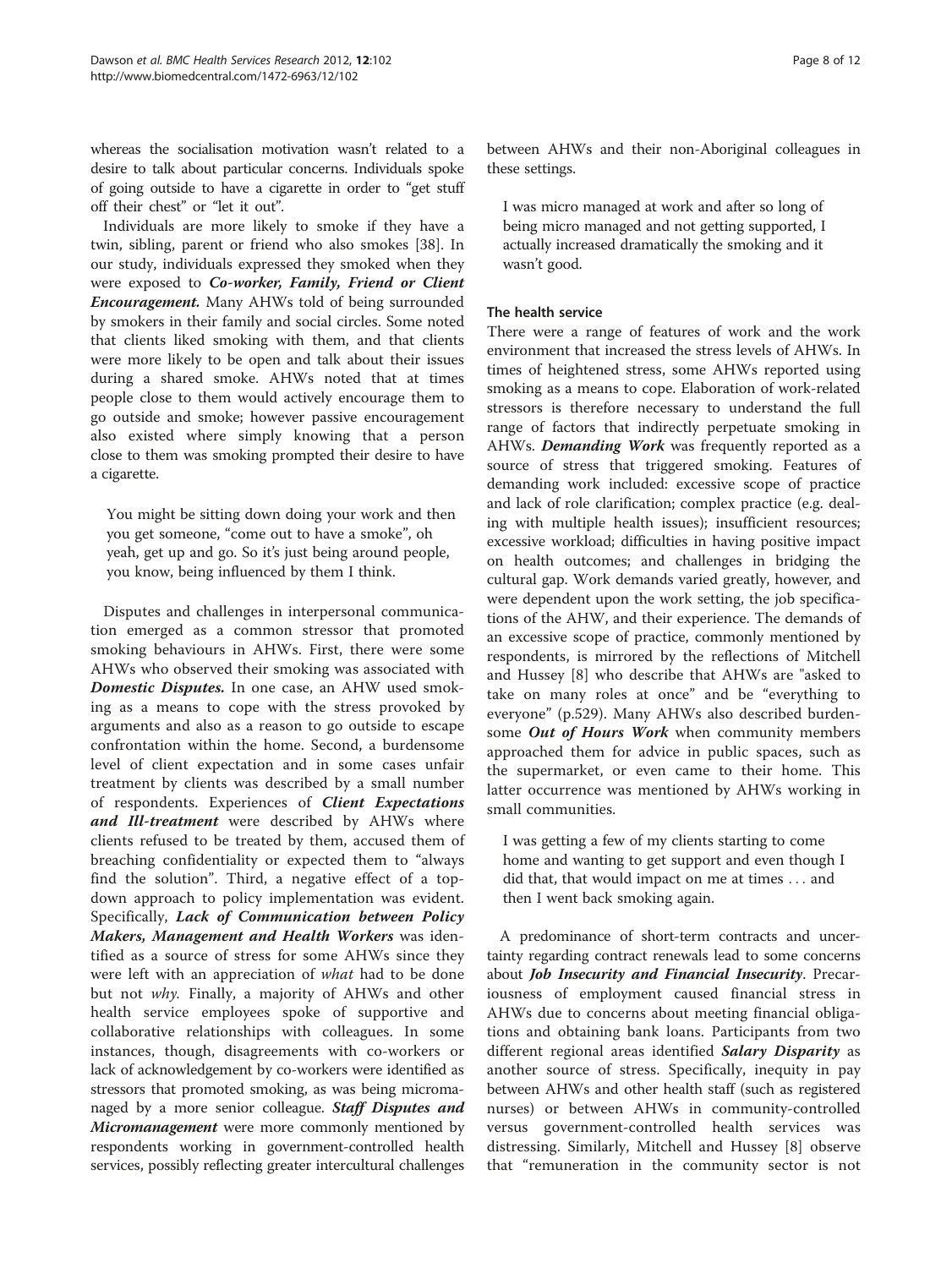whereas the socialisation motivation wasn't related to a desire to talk about particular concerns. Individuals spoke of going outside to have a cigarette in order to "get stuff off their chest" or "let it out".

Individuals are more likely to smoke if they have a twin, sibling, parent or friend who also smokes [38]. In our study, individuals expressed they smoked when they were exposed to ***Co-worker, Family, Friend or Client Encouragement.*** Many AHWs told of being surrounded by smokers in their family and social circles. Some noted that clients liked smoking with them, and that clients were more likely to be open and talk about their issues during a shared smoke. AHWs noted that at times people close to them would actively encourage them to go outside and smoke; however passive encouragement also existed where simply knowing that a person close to them was smoking prompted their desire to have a cigarette.

> You might be sitting down doing your work and then you get someone, "come out to have a smoke", oh yeah, get up and go. So it's just being around people, you know, being influenced by them I think.

Disputes and challenges in interpersonal communication emerged as a common stressor that promoted smoking behaviours in AHWs. First, there were some AHWs who observed their smoking was associated with ***Domestic Disputes.*** In one case, an AHW used smoking as a means to cope with the stress provoked by arguments and also as a reason to go outside to escape confrontation within the home. Second, a burdensome level of client expectation and in some cases unfair treatment by clients was described by a small number of respondents. Experiences of ***Client Expectations and Ill-treatment*** were described by AHWs where clients refused to be treated by them, accused them of breaching confidentiality or expected them to "always find the solution". Third, a negative effect of a top-down approach to policy implementation was evident. Specifically, ***Lack of Communication between Policy Makers, Management and Health Workers*** was identified as a source of stress for some AHWs since they were left with an appreciation of *what* had to be done but not *why.* Finally, a majority of AHWs and other health service employees spoke of supportive and collaborative relationships with colleagues. In some instances, though, disagreements with co-workers or lack of acknowledgement by co-workers were identified as stressors that promoted smoking, as was being micromanaged by a more senior colleague. ***Staff Disputes and Micromanagement*** were more commonly mentioned by respondents working in government-controlled health services, possibly reflecting greater intercultural challenges between AHWs and their non-Aboriginal colleagues in these settings.

> I was micro managed at work and after so long of being micro managed and not getting supported, I actually increased dramatically the smoking and it wasn't good.

### The health service

There were a range of features of work and the work environment that increased the stress levels of AHWs. In times of heightened stress, some AHWs reported using smoking as a means to cope. Elaboration of work-related stressors is therefore necessary to understand the full range of factors that indirectly perpetuate smoking in AHWs. ***Demanding Work*** was frequently reported as a source of stress that triggered smoking. Features of demanding work included: excessive scope of practice and lack of role clarification; complex practice (e.g. dealing with multiple health issues); insufficient resources; excessive workload; difficulties in having positive impact on health outcomes; and challenges in bridging the cultural gap. Work demands varied greatly, however, and were dependent upon the work setting, the job specifications of the AHW, and their experience. The demands of an excessive scope of practice, commonly mentioned by respondents, is mirrored by the reflections of Mitchell and Hussey [8] who describe that AHWs are "asked to take on many roles at once" and be "everything to everyone" (p.529). Many AHWs also described burdensome ***Out of Hours Work*** when community members approached them for advice in public spaces, such as the supermarket, or even came to their home. This latter occurrence was mentioned by AHWs working in small communities.

> I was getting a few of my clients starting to come home and wanting to get support and even though I did that, that would impact on me at times . . . and then I went back smoking again.

A predominance of short-term contracts and uncertainty regarding contract renewals lead to some concerns about ***Job Insecurity and Financial Insecurity***. Precariousness of employment caused financial stress in AHWs due to concerns about meeting financial obligations and obtaining bank loans. Participants from two different regional areas identified ***Salary Disparity*** as another source of stress. Specifically, inequity in pay between AHWs and other health staff (such as registered nurses) or between AHWs in community-controlled versus government-controlled health services was distressing. Similarly, Mitchell and Hussey [8] observe that "remuneration in the community sector is not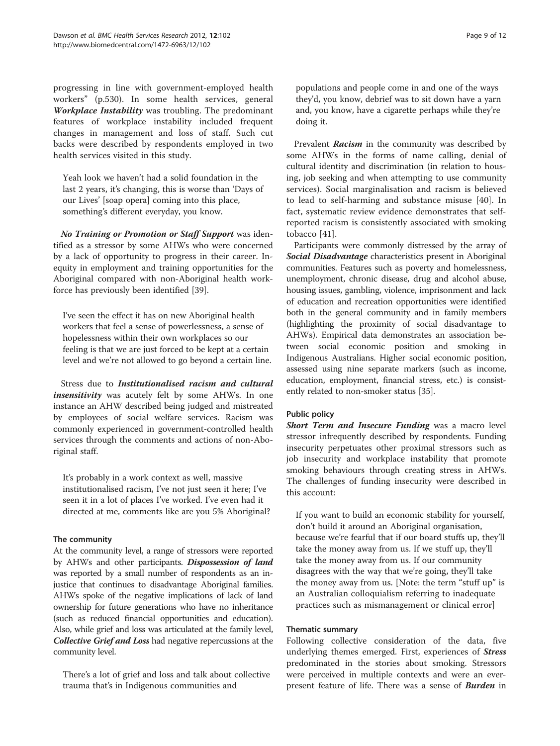progressing in line with government-employed health workers" (p.530). In some health services, general ***Workplace Instability*** was troubling. The predominant features of workplace instability included frequent changes in management and loss of staff. Such cut backs were described by respondents employed in two health services visited in this study.

> Yeah look we haven't had a solid foundation in the last 2 years, it's changing, this is worse than 'Days of our Lives' [soap opera] coming into this place, something's different everyday, you know.

***No Training or Promotion or Staff Support*** was identified as a stressor by some AHWs who were concerned by a lack of opportunity to progress in their career. Inequity in employment and training opportunities for the Aboriginal compared with non-Aboriginal health workforce has previously been identified [39].

> I've seen the effect it has on new Aboriginal health workers that feel a sense of powerlessness, a sense of hopelessness within their own workplaces so our feeling is that we are just forced to be kept at a certain level and we're not allowed to go beyond a certain line.

Stress due to ***Institutionalised racism and cultural insensitivity*** was acutely felt by some AHWs. In one instance an AHW described being judged and mistreated by employees of social welfare services. Racism was commonly experienced in government-controlled health services through the comments and actions of non-Aboriginal staff.

> It's probably in a work context as well, massive institutionalised racism, I've not just seen it here; I've seen it in a lot of places I've worked. I've even had it directed at me, comments like are you 5% Aboriginal?

#### The community

At the community level, a range of stressors were reported by AHWs and other participants. ***Dispossession of land*** was reported by a small number of respondents as an injustice that continues to disadvantage Aboriginal families. AHWs spoke of the negative implications of lack of land ownership for future generations who have no inheritance (such as reduced financial opportunities and education). Also, while grief and loss was articulated at the family level, ***Collective Grief and Loss*** had negative repercussions at the community level.

> There's a lot of grief and loss and talk about collective trauma that's in Indigenous communities and populations and people come in and one of the ways they'd, you know, debrief was to sit down have a yarn and, you know, have a cigarette perhaps while they're doing it.

Prevalent ***Racism*** in the community was described by some AHWs in the forms of name calling, denial of cultural identity and discrimination (in relation to housing, job seeking and when attempting to use community services). Social marginalisation and racism is believed to lead to self-harming and substance misuse [40]. In fact, systematic review evidence demonstrates that self-reported racism is consistently associated with smoking tobacco [41].

Participants were commonly distressed by the array of ***Social Disadvantage*** characteristics present in Aboriginal communities. Features such as poverty and homelessness, unemployment, chronic disease, drug and alcohol abuse, housing issues, gambling, violence, imprisonment and lack of education and recreation opportunities were identified both in the general community and in family members (highlighting the proximity of social disadvantage to AHWs). Empirical data demonstrates an association between social economic position and smoking in Indigenous Australians. Higher social economic position, assessed using nine separate markers (such as income, education, employment, financial stress, etc.) is consistently related to non-smoker status [35].

#### Public policy

***Short Term and Insecure Funding*** was a macro level stressor infrequently described by respondents. Funding insecurity perpetuates other proximal stressors such as job insecurity and workplace instability that promote smoking behaviours through creating stress in AHWs. The challenges of funding insecurity were described in this account:

> If you want to build an economic stability for yourself, don't build it around an Aboriginal organisation, because we're fearful that if our board stuffs up, they'll take the money away from us. If we stuff up, they'll take the money away from us. If our community disagrees with the way that we're going, they'll take the money away from us. [Note: the term "stuff up" is an Australian colloquialism referring to inadequate practices such as mismanagement or clinical error]

#### Thematic summary

Following collective consideration of the data, five underlying themes emerged. First, experiences of ***Stress*** predominated in the stories about smoking. Stressors were perceived in multiple contexts and were an ever-present feature of life. There was a sense of ***Burden*** in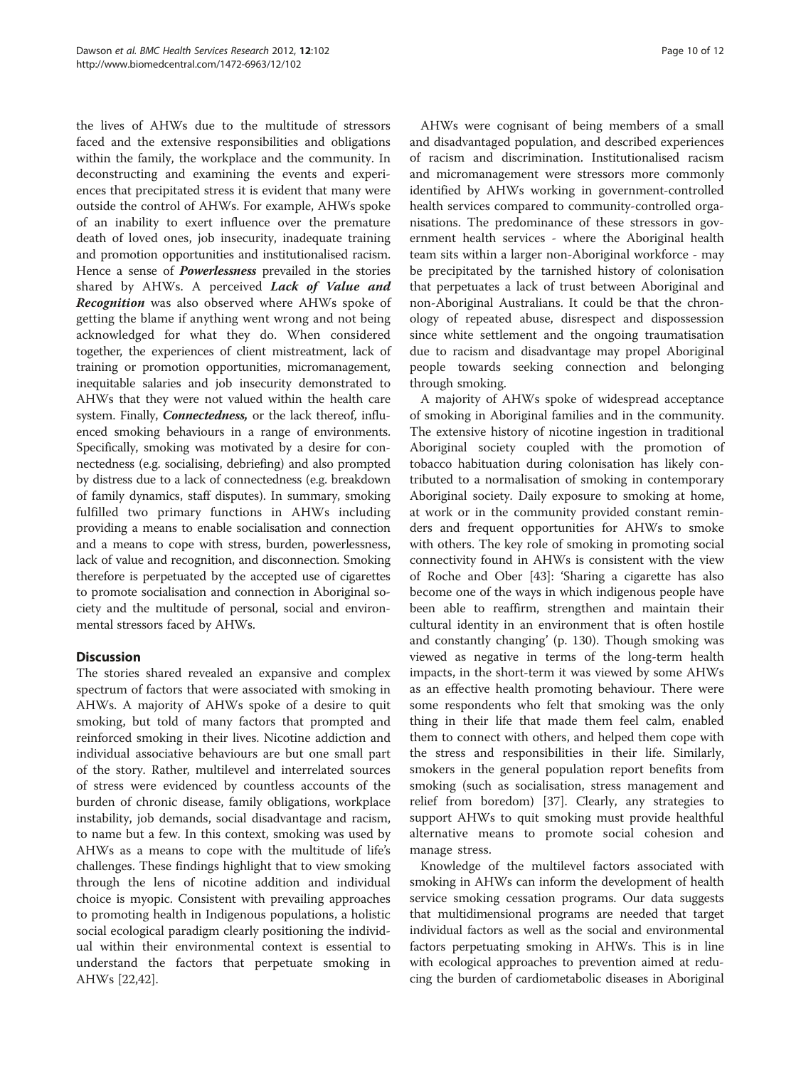the lives of AHWs due to the multitude of stressors faced and the extensive responsibilities and obligations within the family, the workplace and the community. In deconstructing and examining the events and experiences that precipitated stress it is evident that many were outside the control of AHWs. For example, AHWs spoke of an inability to exert influence over the premature death of loved ones, job insecurity, inadequate training and promotion opportunities and institutionalised racism. Hence a sense of ***Powerlessness*** prevailed in the stories shared by AHWs. A perceived ***Lack of Value and Recognition*** was also observed where AHWs spoke of getting the blame if anything went wrong and not being acknowledged for what they do. When considered together, the experiences of client mistreatment, lack of training or promotion opportunities, micromanagement, inequitable salaries and job insecurity demonstrated to AHWs that they were not valued within the health care system. Finally, ***Connectedness,*** or the lack thereof, influenced smoking behaviours in a range of environments. Specifically, smoking was motivated by a desire for connectedness (e.g. socialising, debriefing) and also prompted by distress due to a lack of connectedness (e.g. breakdown of family dynamics, staff disputes). In summary, smoking fulfilled two primary functions in AHWs including providing a means to enable socialisation and connection and a means to cope with stress, burden, powerlessness, lack of value and recognition, and disconnection. Smoking therefore is perpetuated by the accepted use of cigarettes to promote socialisation and connection in Aboriginal society and the multitude of personal, social and environmental stressors faced by AHWs.

## Discussion

The stories shared revealed an expansive and complex spectrum of factors that were associated with smoking in AHWs. A majority of AHWs spoke of a desire to quit smoking, but told of many factors that prompted and reinforced smoking in their lives. Nicotine addiction and individual associative behaviours are but one small part of the story. Rather, multilevel and interrelated sources of stress were evidenced by countless accounts of the burden of chronic disease, family obligations, workplace instability, job demands, social disadvantage and racism, to name but a few. In this context, smoking was used by AHWs as a means to cope with the multitude of life's challenges. These findings highlight that to view smoking through the lens of nicotine addiction and individual choice is myopic. Consistent with prevailing approaches to promoting health in Indigenous populations, a holistic social ecological paradigm clearly positioning the individual within their environmental context is essential to understand the factors that perpetuate smoking in AHWs [22,42].

AHWs were cognisant of being members of a small and disadvantaged population, and described experiences of racism and discrimination. Institutionalised racism and micromanagement were stressors more commonly identified by AHWs working in government-controlled health services compared to community-controlled organisations. The predominance of these stressors in government health services - where the Aboriginal health team sits within a larger non-Aboriginal workforce - may be precipitated by the tarnished history of colonisation that perpetuates a lack of trust between Aboriginal and non-Aboriginal Australians. It could be that the chronology of repeated abuse, disrespect and dispossession since white settlement and the ongoing traumatisation due to racism and disadvantage may propel Aboriginal people towards seeking connection and belonging through smoking.

A majority of AHWs spoke of widespread acceptance of smoking in Aboriginal families and in the community. The extensive history of nicotine ingestion in traditional Aboriginal society coupled with the promotion of tobacco habituation during colonisation has likely contributed to a normalisation of smoking in contemporary Aboriginal society. Daily exposure to smoking at home, at work or in the community provided constant reminders and frequent opportunities for AHWs to smoke with others. The key role of smoking in promoting social connectivity found in AHWs is consistent with the view of Roche and Ober [43]: 'Sharing a cigarette has also become one of the ways in which indigenous people have been able to reaffirm, strengthen and maintain their cultural identity in an environment that is often hostile and constantly changing' (p. 130). Though smoking was viewed as negative in terms of the long-term health impacts, in the short-term it was viewed by some AHWs as an effective health promoting behaviour. There were some respondents who felt that smoking was the only thing in their life that made them feel calm, enabled them to connect with others, and helped them cope with the stress and responsibilities in their life. Similarly, smokers in the general population report benefits from smoking (such as socialisation, stress management and relief from boredom) [37]. Clearly, any strategies to support AHWs to quit smoking must provide healthful alternative means to promote social cohesion and manage stress.

Knowledge of the multilevel factors associated with smoking in AHWs can inform the development of health service smoking cessation programs. Our data suggests that multidimensional programs are needed that target individual factors as well as the social and environmental factors perpetuating smoking in AHWs. This is in line with ecological approaches to prevention aimed at reducing the burden of cardiometabolic diseases in Aboriginal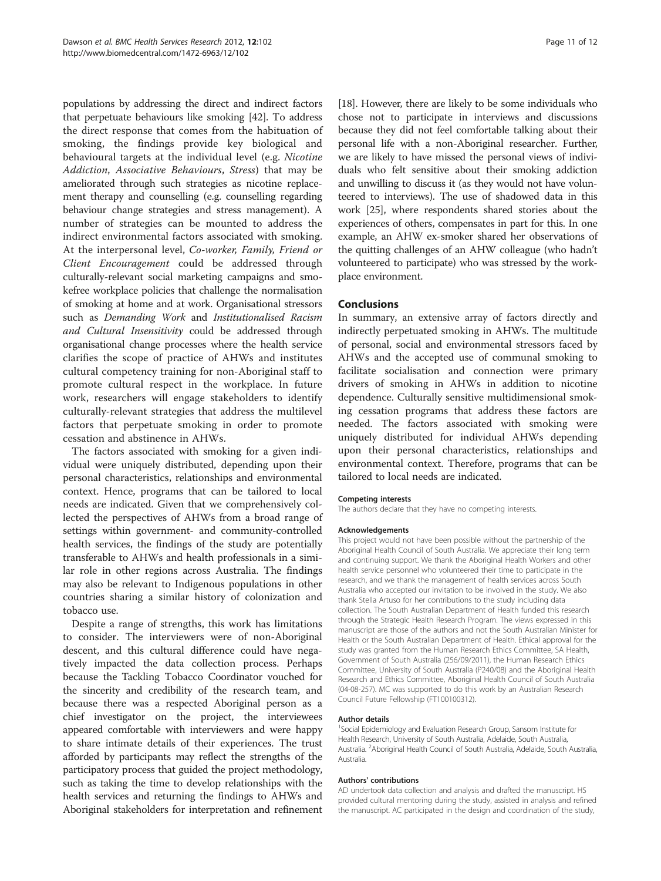populations by addressing the direct and indirect factors that perpetuate behaviours like smoking [42]. To address the direct response that comes from the habituation of smoking, the findings provide key biological and behavioural targets at the individual level (e.g. *Nicotine Addiction*, *Associative Behaviours*, *Stress*) that may be ameliorated through such strategies as nicotine replacement therapy and counselling (e.g. counselling regarding behaviour change strategies and stress management). A number of strategies can be mounted to address the indirect environmental factors associated with smoking. At the interpersonal level, *Co-worker, Family, Friend or Client Encouragement* could be addressed through culturally-relevant social marketing campaigns and smokefree workplace policies that challenge the normalisation of smoking at home and at work. Organisational stressors such as *Demanding Work* and *Institutionalised Racism and Cultural Insensitivity* could be addressed through organisational change processes where the health service clarifies the scope of practice of AHWs and institutes cultural competency training for non-Aboriginal staff to promote cultural respect in the workplace. In future work, researchers will engage stakeholders to identify culturally-relevant strategies that address the multilevel factors that perpetuate smoking in order to promote cessation and abstinence in AHWs.

The factors associated with smoking for a given individual were uniquely distributed, depending upon their personal characteristics, relationships and environmental context. Hence, programs that can be tailored to local needs are indicated. Given that we comprehensively collected the perspectives of AHWs from a broad range of settings within government- and community-controlled health services, the findings of the study are potentially transferable to AHWs and health professionals in a similar role in other regions across Australia. The findings may also be relevant to Indigenous populations in other countries sharing a similar history of colonization and tobacco use.

Despite a range of strengths, this work has limitations to consider. The interviewers were of non-Aboriginal descent, and this cultural difference could have negatively impacted the data collection process. Perhaps because the Tackling Tobacco Coordinator vouched for the sincerity and credibility of the research team, and because there was a respected Aboriginal person as a chief investigator on the project, the interviewees appeared comfortable with interviewers and were happy to share intimate details of their experiences. The trust afforded by participants may reflect the strengths of the participatory process that guided the project methodology, such as taking the time to develop relationships with the health services and returning the findings to AHWs and Aboriginal stakeholders for interpretation and refinement [18]. However, there are likely to be some individuals who chose not to participate in interviews and discussions because they did not feel comfortable talking about their personal life with a non-Aboriginal researcher. Further, we are likely to have missed the personal views of individuals who felt sensitive about their smoking addiction and unwilling to discuss it (as they would not have volunteered to interviews). The use of shadowed data in this work [25], where respondents shared stories about the experiences of others, compensates in part for this. In one example, an AHW ex-smoker shared her observations of the quitting challenges of an AHW colleague (who hadn't volunteered to participate) who was stressed by the workplace environment.

## Conclusions

In summary, an extensive array of factors directly and indirectly perpetuated smoking in AHWs. The multitude of personal, social and environmental stressors faced by AHWs and the accepted use of communal smoking to facilitate socialisation and connection were primary drivers of smoking in AHWs in addition to nicotine dependence. Culturally sensitive multidimensional smoking cessation programs that address these factors are needed. The factors associated with smoking were uniquely distributed for individual AHWs depending upon their personal characteristics, relationships and environmental context. Therefore, programs that can be tailored to local needs are indicated.

#### Competing interests

The authors declare that they have no competing interests.

#### Acknowledgements

This project would not have been possible without the partnership of the Aboriginal Health Council of South Australia. We appreciate their long term and continuing support. We thank the Aboriginal Health Workers and other health service personnel who volunteered their time to participate in the research, and we thank the management of health services across South Australia who accepted our invitation to be involved in the study. We also thank Stella Artuso for her contributions to the study including data collection. The South Australian Department of Health funded this research through the Strategic Health Research Program. The views expressed in this manuscript are those of the authors and not the South Australian Minister for Health or the South Australian Department of Health. Ethical approval for the study was granted from the Human Research Ethics Committee, SA Health, Government of South Australia (256/09/2011), the Human Research Ethics Committee, University of South Australia (P240/08) and the Aboriginal Health Research and Ethics Committee, Aboriginal Health Council of South Australia (04-08-257). MC was supported to do this work by an Australian Research Council Future Fellowship (FT100100312).

#### Author details

[1]Social Epidemiology and Evaluation Research Group, Sansom Institute for Health Research, University of South Australia, Adelaide, South Australia, Australia. [2]Aboriginal Health Council of South Australia, Adelaide, South Australia, Australia.

#### Authors' contributions

AD undertook data collection and analysis and drafted the manuscript. HS provided cultural mentoring during the study, assisted in analysis and refined the manuscript. AC participated in the design and coordination of the study,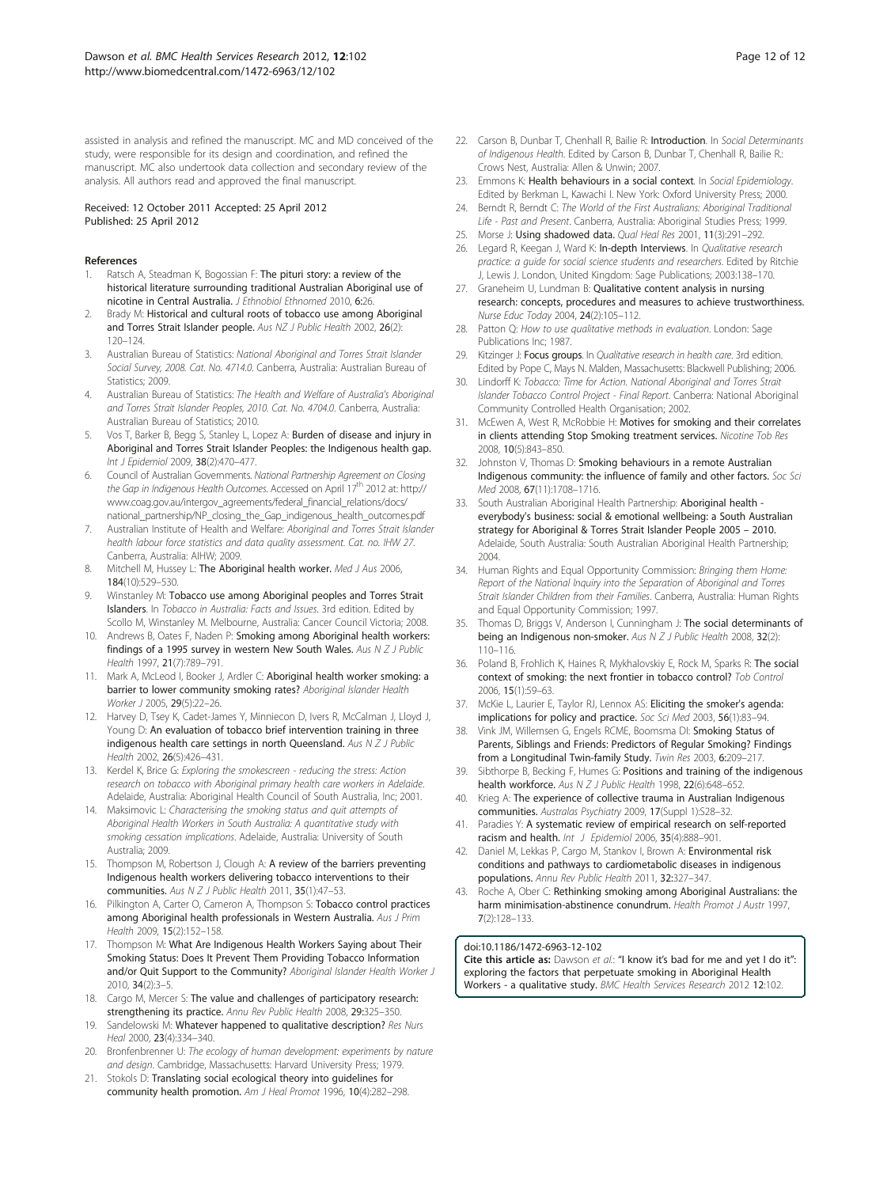assisted in analysis and refined the manuscript. MC and MD conceived of the study, were responsible for its design and coordination, and refined the manuscript. MC also undertook data collection and secondary review of the analysis. All authors read and approved the final manuscript.

Received: 12 October 2011 Accepted: 25 April 2012
Published: 25 April 2012

## References

1. Ratsch A, Steadman K, Bogossian F: **The pituri story: a review of the historical literature surrounding traditional Australian Aboriginal use of nicotine in Central Australia.** *J Ethnobiol Ethnomed* 2010, **6**:26.
2. Brady M: **Historical and cultural roots of tobacco use among Aboriginal and Torres Strait Islander people.** *Aus NZ J Public Health* 2002, **26**(2): 120–124.
3. Australian Bureau of Statistics: *National Aboriginal and Torres Strait Islander Social Survey, 2008. Cat. No. 4714.0*. Canberra, Australia: Australian Bureau of Statistics; 2009.
4. Australian Bureau of Statistics: *The Health and Welfare of Australia's Aboriginal and Torres Strait Islander Peoples, 2010. Cat. No. 4704.0*. Canberra, Australia: Australian Bureau of Statistics; 2010.
5. Vos T, Barker B, Begg S, Stanley L, Lopez A: **Burden of disease and injury in Aboriginal and Torres Strait Islander Peoples: the Indigenous health gap.** *Int J Epidemiol* 2009, **38**(2):470–477.
6. Council of Australian Governments. *National Partnership Agreement on Closing the Gap in Indigenous Health Outcomes*. Accessed on April 17[th] 2012 at: http://www.coag.gov.au/intergov_agreements/federal_financial_relations/docs/national_partnership/NP_closing_the_Gap_indigenous_health_outcomes.pdf
7. Australian Institute of Health and Welfare: *Aboriginal and Torres Strait Islander health labour force statistics and data quality assessment. Cat. no. IHW 27*. Canberra, Australia: AIHW; 2009.
8. Mitchell M, Hussey L: **The Aboriginal health worker.** *Med J Aus* 2006, **184**(10):529–530.
9. Winstanley M: **Tobacco use among Aboriginal peoples and Torres Strait Islanders.** In *Tobacco in Australia: Facts and Issues*. 3rd edition. Edited by Scollo M, Winstanley M. Melbourne, Australia: Cancer Council Victoria; 2008.
10. Andrews B, Oates F, Naden P: **Smoking among Aboriginal health workers: findings of a 1995 survey in western New South Wales.** *Aus N Z J Public Health* 1997, **21**(7):789–791.
11. Mark A, McLeod I, Booker J, Ardler C: **Aboriginal health worker smoking: a barrier to lower community smoking rates?** *Aboriginal Islander Health Worker J* 2005, **29**(5):22–26.
12. Harvey D, Tsey K, Cadet-James Y, Minniecon D, Ivers R, McCalman J, Lloyd J, Young D: **An evaluation of tobacco brief intervention training in three indigenous health care settings in north Queensland.** *Aus N Z J Public Health* 2002, **26**(5):426–431.
13. Kerdel K, Brice G: *Exploring the smokescreen - reducing the stress: Action research on tobacco with Aboriginal primary health care workers in Adelaide*. Adelaide, Australia: Aboriginal Health Council of South Australia, Inc; 2001.
14. Maksimovic L: *Characterising the smoking status and quit attempts of Aboriginal Health Workers in South Australia: A quantitative study with smoking cessation implications*. Adelaide, Australia: University of South Australia; 2009.
15. Thompson M, Robertson J, Clough A: **A review of the barriers preventing Indigenous health workers delivering tobacco interventions to their communities.** *Aus N Z J Public Health* 2011, **35**(1):47–53.
16. Pilkington A, Carter O, Cameron A, Thompson S: **Tobacco control practices among Aboriginal health professionals in Western Australia.** *Aus J Prim Health* 2009, **15**(2):152–158.
17. Thompson M: **What Are Indigenous Health Workers Saying about Their Smoking Status: Does It Prevent Them Providing Tobacco Information and/or Quit Support to the Community?** *Aboriginal Islander Health Worker J* 2010, **34**(2):3–5.
18. Cargo M, Mercer S: **The value and challenges of participatory research: strengthening its practice.** *Annu Rev Public Health* 2008, **29**:325–350.
19. Sandelowski M: **Whatever happened to qualitative description?** *Res Nurs Heal* 2000, **23**(4):334–340.
20. Bronfenbrenner U: *The ecology of human development: experiments by nature and design*. Cambridge, Massachusetts: Harvard University Press; 1979.
21. Stokols D: **Translating social ecological theory into guidelines for community health promotion.** *Am J Heal Promot* 1996, **10**(4):282–298.
22. Carson B, Dunbar T, Chenhall R, Bailie R: **Introduction**. In *Social Determinants of Indigenous Health*. Edited by Carson B, Dunbar T, Chenhall R, Bailie R.: Crows Nest, Australia: Allen & Unwin; 2007.
23. Emmons K: **Health behaviours in a social context**. In *Social Epidemiology*. Edited by Berkman L, Kawachi I. New York: Oxford University Press; 2000.
24. Berndt R, Berndt C: *The World of the First Australians: Aboriginal Traditional Life - Past and Present*. Canberra, Australia: Aboriginal Studies Press; 1999.
25. Morse J: **Using shadowed data.** *Qual Heal Res* 2001, **11**(3):291–292.
26. Legard R, Keegan J, Ward K: **In-depth Interviews**. In *Qualitative research practice: a guide for social science students and researchers*. Edited by Ritchie J, Lewis J. London, United Kingdom: Sage Publications; 2003:138–170.
27. Graneheim U, Lundman B: **Qualitative content analysis in nursing research: concepts, procedures and measures to achieve trustworthiness.** *Nurse Educ Today* 2004, **24**(2):105–112.
28. Patton Q: *How to use qualitative methods in evaluation*. London: Sage Publications Inc; 1987.
29. Kitzinger J: **Focus groups**. In *Qualitative research in health care*. 3rd edition. Edited by Pope C, Mays N. Malden, Massachusetts: Blackwell Publishing; 2006.
30. Lindorff K: *Tobacco: Time for Action. National Aboriginal and Torres Strait Islander Tobacco Control Project - Final Report*. Canberra: National Aboriginal Community Controlled Health Organisation; 2002.
31. McEwen A, West R, McRobbie H: **Motives for smoking and their correlates in clients attending Stop Smoking treatment services.** *Nicotine Tob Res* 2008, **10**(5):843–850.
32. Johnston V, Thomas D: **Smoking behaviours in a remote Australian Indigenous community: the influence of family and other factors.** *Soc Sci Med* 2008, **67**(11):1708–1716.
33. South Australian Aboriginal Health Partnership: **Aboriginal health - everybody's business: social & emotional wellbeing: a South Australian strategy for Aboriginal & Torres Strait Islander People 2005 – 2010.** Adelaide, South Australia: South Australian Aboriginal Health Partnership; 2004.
34. Human Rights and Equal Opportunity Commission: *Bringing them Home: Report of the National Inquiry into the Separation of Aboriginal and Torres Strait Islander Children from their Families*. Canberra, Australia: Human Rights and Equal Opportunity Commission; 1997.
35. Thomas D, Briggs V, Anderson I, Cunningham J: **The social determinants of being an Indigenous non-smoker.** *Aus N Z J Public Health* 2008, **32**(2): 110–116.
36. Poland B, Frohlich K, Haines R, Mykhalovskiy E, Rock M, Sparks R: **The social context of smoking: the next frontier in tobacco control?** *Tob Control* 2006, **15**(1):59–63.
37. McKie L, Laurier E, Taylor RJ, Lennox AS: **Eliciting the smoker's agenda: implications for policy and practice.** *Soc Sci Med* 2003, **56**(1):83–94.
38. Vink JM, Willemsen G, Engels RCME, Boomsma DI: **Smoking Status of Parents, Siblings and Friends: Predictors of Regular Smoking? Findings from a Longitudinal Twin-family Study.** *Twin Res* 2003, **6**:209–217.
39. Sibthorpe B, Becking F, Humes G: **Positions and training of the indigenous health workforce.** *Aus N Z J Public Health* 1998, **22**(6):648–652.
40. Krieg A: **The experience of collective trauma in Australian Indigenous communities.** *Australas Psychiatry* 2009, **17**(Suppl 1):S28–32.
41. Paradies Y: **A systematic review of empirical research on self-reported racism and health.** *Int J Epidemiol* 2006, **35**(4):888–901.
42. Daniel M, Lekkas P, Cargo M, Stankov I, Brown A: **Environmental risk conditions and pathways to cardiometabolic diseases in indigenous populations.** *Annu Rev Public Health* 2011, **32**:327–347.
43. Roche A, Ober C: **Rethinking smoking among Aboriginal Australians: the harm minimisation-abstinence conundrum.** *Health Promot J Austr* 1997, **7**(2):128–133.

doi:10.1186/1472-6963-12-102

**Cite this article as:** Dawson *et al.*: "I know it's bad for me and yet I do it": exploring the factors that perpetuate smoking in Aboriginal Health Workers - a qualitative study. *BMC Health Services Research* 2012 **12**:102.